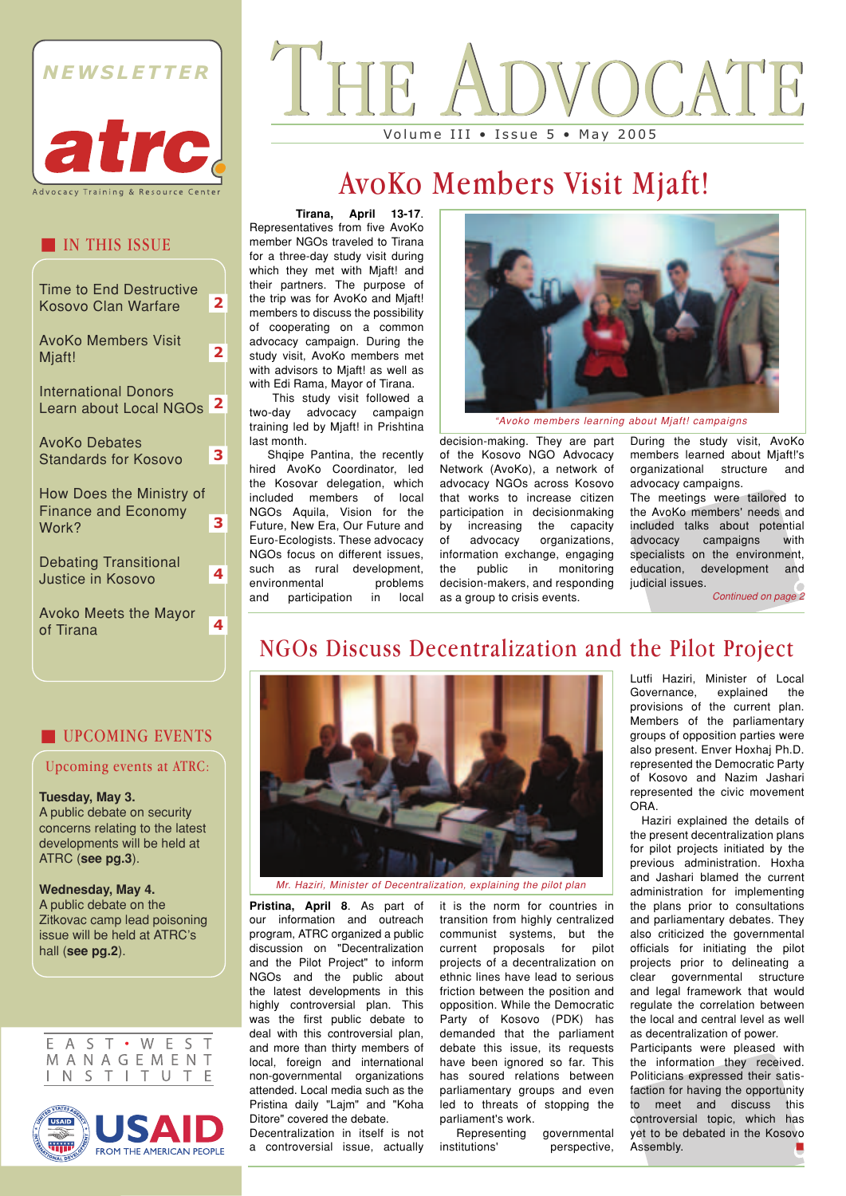# NEWSLETTER atrc

Advocacy Training & Resource Center

# THE ADVOCATE

Volume III • Issue 5 • May 2005

## IN THIS ISSUE

- Time to End Destructive Kosovo Clan Warfare 2
- AvoKo Members Visit Mjaft! 2
- International Donors Learn about Local NGOs 2
- AvoKo Debates Standards for Kosovo 3
- How Does the Ministry of Finance and Economy Work? 3
- Debating Transitional Justice in Kosovo 4
- Avoko Meets the Mayor of Tirana 4

## UPCOMING EVENTS

Upcoming events at ATRC:

**Tuesday, May 3.**
A public debate on security concerns relating to the latest developments will be held at ATRC (**see pg.3**).

**Wednesday, May 4.**
A public debate on the Zitkovac camp lead poisoning issue will be held at ATRC's hall (**see pg.2**).

EAST • WEST MANAGEMENT INSTITUTE

USAID FROM THE AMERICAN PEOPLE

# AvoKo Members Visit Mjaft!

**Tirana, April 13-17**. Representatives from five AvoKo member NGOs traveled to Tirana for a three-day study visit during which they met with Mjaft! and their partners. The purpose of the trip was for AvoKo and Mjaft! members to discuss the possibility of cooperating on a common advocacy campaign. During the study visit, AvoKo members met with advisors to Mjaft! as well as with Edi Rama, Mayor of Tirana.

This study visit followed a two-day advocacy campaign training led by Mjaft! in Prishtina last month.

Shqipe Pantina, the recently hired AvoKo Coordinator, led the Kosovar delegation, which included members of local NGOs Aquila, Vision for the Future, New Era, Our Future and Euro-Ecologists. These advocacy NGOs focus on different issues, such as rural development, environmental problems and participation in local decision-making. They are part of the Kosovo NGO Advocacy Network (AvoKo), a network of advocacy NGOs across Kosovo that works to increase citizen participation in decisionmaking by increasing the capacity of advocacy organizations, information exchange, engaging the public in monitoring decision-makers, and responding as a group to crisis events.

*"Avoko members learning about Mjaft! campaigns*

During the study visit, AvoKo members learned about Mjaft!'s organizational structure and advocacy campaigns.

The meetings were tailored to the AvoKo members' needs and included talks about potential advocacy campaigns with specialists on the environment, education, development and judicial issues.

*Continued on page 2*

# NGOs Discuss Decentralization and the Pilot Project

*Mr. Haziri, Minister of Decentralization, explaining the pilot plan*

**Pristina, April 8**. As part of our information and outreach program, ATRC organized a public discussion on "Decentralization and the Pilot Project" to inform NGOs and the public about the latest developments in this highly controversial plan. This was the first public debate to deal with this controversial plan, and more than thirty members of local, foreign and international non-governmental organizations attended. Local media such as the Pristina daily "Lajm" and "Koha Ditore" covered the debate.

Decentralization in itself is not a controversial issue, actually it is the norm for countries in transition from highly centralized communist systems, but the current proposals for pilot projects of a decentralization on ethnic lines have lead to serious friction between the position and opposition. While the Democratic Party of Kosovo (PDK) has demanded that the parliament debate this issue, its requests have been ignored so far. This has soured relations between parliamentary groups and even led to threats of stopping the parliament's work.

Representing governmental institutions' perspective, Lutfi Haziri, Minister of Local Governance, explained the provisions of the current plan. Members of the parliamentary groups of opposition parties were also present. Enver Hoxhaj Ph.D. represented the Democratic Party of Kosovo and Nazim Jashari represented the civic movement ORA.

Haziri explained the details of the present decentralization plans for pilot projects initiated by the previous administration. Hoxha and Jashari blamed the current administration for implementing the plans prior to consultations and parliamentary debates. They also criticized the governmental officials for initiating the pilot projects prior to delineating a clear governmental structure and legal framework that would regulate the correlation between the local and central level as well as decentralization of power.

Participants were pleased with the information they received. Politicians expressed their satisfaction for having the opportunity to meet and discuss this controversial topic, which has yet to be debated in the Kosovo Assembly.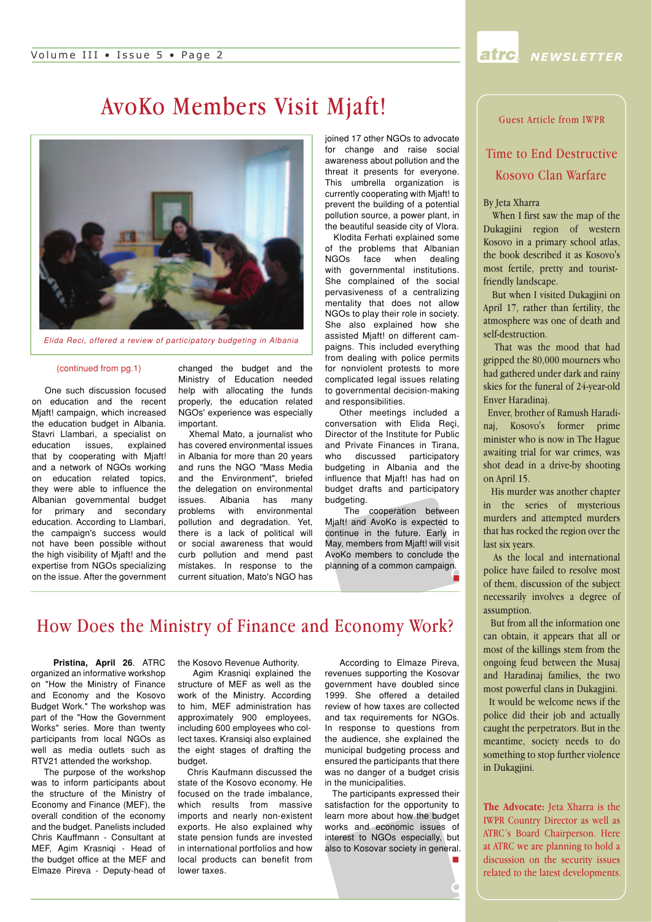# AvoKo Members Visit Mjaft!

*Elida Reci, offered a review of participatory budgeting in Albania*

(continued from pg.1)

One such discussion focused on education and the recent Mjaft! campaign, which increased the education budget in Albania. Stavri Llambari, a specialist on education issues, explained that by cooperating with Mjaft! and a network of NGOs working on education related topics, they were able to influence the Albanian governmental budget for primary and secondary education. According to Llambari, the campaign's success would not have been possible without the high visibility of Mjaft! and the expertise from NGOs specializing on the issue. After the government changed the budget and the Ministry of Education needed help with allocating the funds properly, the education related NGOs' experience was especially important.

Xhemal Mato, a journalist who has covered environmental issues in Albania for more than 20 years and runs the NGO "Mass Media and the Environment", briefed the delegation on environmental issues. Albania has many problems with environmental pollution and degradation. Yet, there is a lack of political will or social awareness that would curb pollution and mend past mistakes. In response to the current situation, Mato's NGO has joined 17 other NGOs to advocate for change and raise social awareness about pollution and the threat it presents for everyone. This umbrella organization is currently cooperating with Mjaft! to prevent the building of a potential pollution source, a power plant, in the beautiful seaside city of Vlora.

Klodita Ferhati explained some of the problems that Albanian NGOs face when dealing with governmental institutions. She complained of the social pervasiveness of a centralizing mentality that does not allow NGOs to play their role in society. She also explained how she assisted Mjaft! on different campaigns. This included everything from dealing with police permits for nonviolent protests to more complicated legal issues relating to governmental decision-making and responsibilities.

Other meetings included a conversation with Elida Reçi, Director of the Institute for Public and Private Finances in Tirana, who discussed participatory budgeting in Albania and the influence that Mjaft! has had on budget drafts and participatory budgeting.

The cooperation between Mjaft! and AvoKo is expected to continue in the future. Early in May, members from Mjaft! will visit AvoKo members to conclude the planning of a common campaign.

# How Does the Ministry of Finance and Economy Work?

**Pristina, April 26**. ATRC organized an informative workshop on "How the Ministry of Finance and Economy and the Kosovo Budget Work." The workshop was part of the "How the Government Works" series. More than twenty participants from local NGOs as well as media outlets such as RTV21 attended the workshop.

The purpose of the workshop was to inform participants about the structure of the Ministry of Economy and Finance (MEF), the overall condition of the economy and the budget. Panelists included Chris Kauffmann - Consultant at MEF, Agim Krasniqi - Head of the budget office at the MEF and Elmaze Pireva - Deputy-head of the Kosovo Revenue Authority.

Agim Krasniqi explained the structure of MEF as well as the work of the Ministry. According to him, MEF administration has approximately 900 employees, including 600 employees who collect taxes. Kransiqi also explained the eight stages of drafting the budget.

Chris Kaufmann discussed the state of the Kosovo economy. He focused on the trade imbalance, which results from massive imports and nearly non-existent exports. He also explained why state pension funds are invested in international portfolios and how local products can benefit from lower taxes.

According to Elmaze Pireva, revenues supporting the Kosovar government have doubled since 1999. She offered a detailed review of how taxes are collected and tax requirements for NGOs. In response to questions from the audience, she explained the municipal budgeting process and ensured the participants that there was no danger of a budget crisis in the municipalities.

The participants expressed their satisfaction for the opportunity to learn more about how the budget works and economic issues of interest to NGOs especially, but also to Kosovar society in general.

Guest Article from IWPR

## Time to End Destructive Kosovo Clan Warfare

By Jeta Xharra

When I first saw the map of the Dukagjini region of western Kosovo in a primary school atlas, the book described it as Kosovo's most fertile, pretty and tourist-friendly landscape.

But when I visited Dukagjini on April 17, rather than fertility, the atmosphere was one of death and self-destruction.

That was the mood that had gripped the 80,000 mourners who had gathered under dark and rainy skies for the funeral of 24-year-old Enver Haradinaj.

Enver, brother of Ramush Haradinaj, Kosovo's former prime minister who is now in The Hague awaiting trial for war crimes, was shot dead in a drive-by shooting on April 15.

His murder was another chapter in the series of mysterious murders and attempted murders that has rocked the region over the last six years.

As the local and international police have failed to resolve most of them, discussion of the subject necessarily involves a degree of assumption.

But from all the information one can obtain, it appears that all or most of the killings stem from the ongoing feud between the Musaj and Haradinaj families, the two most powerful clans in Dukagjini.

It would be welcome news if the police did their job and actually caught the perpetrators. But in the meantime, society needs to do something to stop further violence in Dukagjini.

**The Advocate:** Jeta Xharra is the IWPR Country Director as well as ATRC's Board Chairperson. Here at ATRC we are planning to hold a discussion on the security issues related to the latest developments.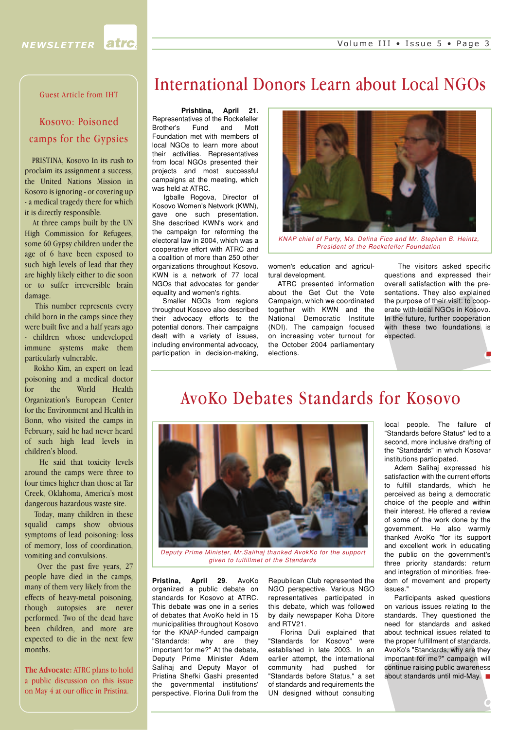## Guest Article from IHT

### Kosovo: Poisoned camps for the Gypsies

PRISTINA, Kosovo In its rush to proclaim its assignment a success, the United Nations Mission in Kosovo is ignoring - or covering up - a medical tragedy there for which it is directly responsible.

At three camps built by the UN High Commission for Refugees, some 60 Gypsy children under the age of 6 have been exposed to such high levels of lead that they are highly likely either to die soon or to suffer irreversible brain damage.

This number represents every child born in the camps since they were built five and a half years ago - children whose undeveloped immune systems make them particularly vulnerable.

Rokho Kim, an expert on lead poisoning and a medical doctor for the World Health Organization's European Center for the Environment and Health in Bonn, who visited the camps in February, said he had never heard of such high lead levels in children's blood.

He said that toxicity levels around the camps were three to four times higher than those at Tar Creek, Oklahoma, America's most dangerous hazardous waste site.

Today, many children in these squalid camps show obvious symptoms of lead poisoning: loss of memory, loss of coordination, vomiting and convulsions.

Over the past five years, 27 people have died in the camps, many of them very likely from the effects of heavy-metal poisoning, though autopsies are never performed. Two of the dead have been children, and more are expected to die in the next few months.

**The Advocate:** ATRC plans to hold a public discussion on this issue on May 4 at our office in Pristina.

# International Donors Learn about Local NGOs

**Prishtina, April 21**. Representatives of the Rockefeller Brother's Fund and Mott Foundation met with members of local NGOs to learn more about their activities. Representatives from local NGOs presented their projects and most successful campaigns at the meeting, which was held at ATRC.

Igballe Rogova, Director of Kosovo Women's Network (KWN), gave one such presentation. She described KWN's work and the campaign for reforming the electoral law in 2004, which was a cooperative effort with ATRC and a coalition of more than 250 other organizations throughout Kosovo. KWN is a network of 77 local NGOs that advocates for gender equality and women's rights.

Smaller NGOs from regions throughout Kosovo also described their advocacy efforts to the potential donors. Their campaigns dealt with a variety of issues, including environmental advocacy, participation in decision-making, women's education and agricultural development.

*KNAP chief of Party, Ms. Delina Fico and Mr. Stephen B. Heintz, President of the Rockefeller Foundation*

ATRC presented information about the Get Out the Vote Campaign, which we coordinated together with KWN and the National Democratic Institute (NDI). The campaign focused on increasing voter turnout for the October 2004 parliamentary elections.

The visitors asked specific questions and expressed their overall satisfaction with the presentations. They also explained the purpose of their visit: to cooperate with local NGOs in Kosovo. In the future, further cooperation with these two foundations is expected.

# AvoKo Debates Standards for Kosovo

*Deputy Prime Minister, Mr.Salihaj thanked AvokKo for the support given to fulfillment of the Standards*

**Pristina, April 29**. AvoKo organized a public debate on standards for Kosovo at ATRC. This debate was one in a series of debates that AvoKo held in 15 municipalities throughout Kosovo for the KNAP-funded campaign "Standards: why are they important for me?" At the debate, Deputy Prime Minister Adem Salihaj and Deputy Mayor of Pristina Shefki Gashi presented the governmental institutions' perspective. Florina Duli from the Republican Club represented the NGO perspective. Various NGO representatives participated in this debate, which was followed by daily newspaper Koha Ditore and RTV21.

Florina Duli explained that "Standards for Kosovo" were established in late 2003. In an earlier attempt, the international community had pushed for "Standards before Status," a set of standards and requirements the UN designed without consulting local people. The failure of "Standards before Status" led to a second, more inclusive drafting of the "Standards" in which Kosovar institutions participated.

Adem Salihaj expressed his satisfaction with the current efforts to fulfill standards, which he perceived as being a democratic choice of the people and within their interest. He offered a review of some of the work done by the government. He also warmly thanked AvoKo "for its support and excellent work in educating the public on the government's three priority standards: return and integration of minorities, freedom of movement and property issues."

Participants asked questions on various issues relating to the standards. They questioned the need for standards and asked about technical issues related to the proper fulfillment of standards. AvoKo's "Standards, why are they important for me?" campaign will continue raising public awareness about standards until mid-May.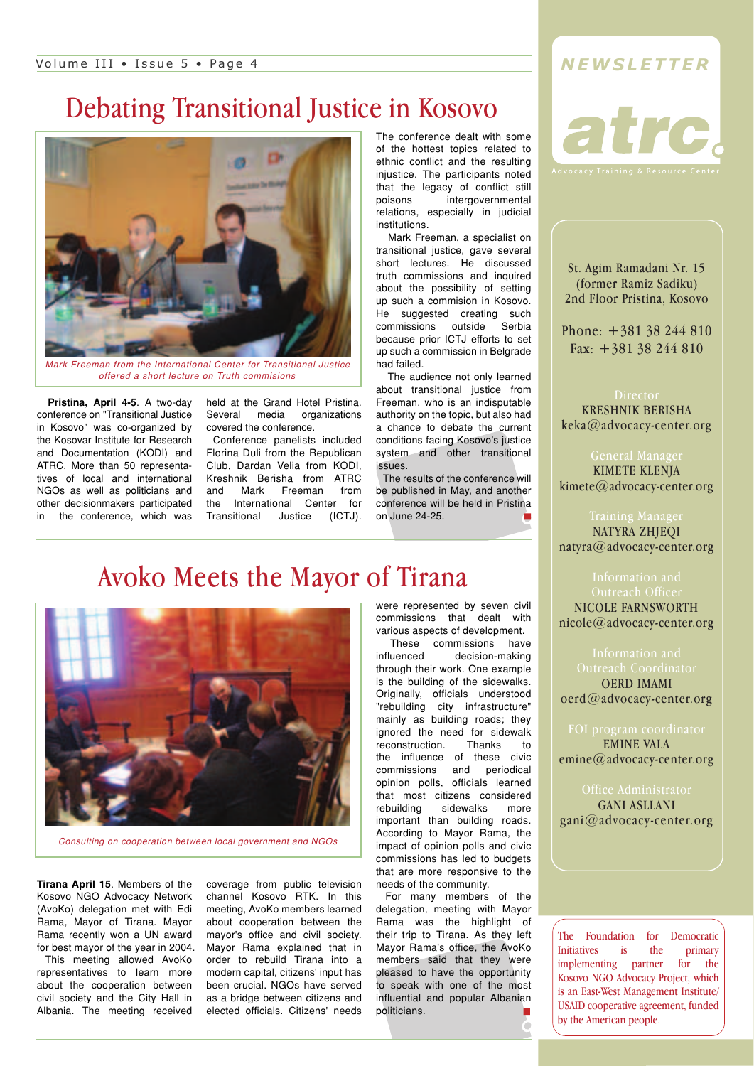# Debating Transitional Justice in Kosovo

*Mark Freeman from the International Center for Transitional Justice offered a short lecture on Truth commisions*

**Pristina, April 4-5**. A two-day conference on "Transitional Justice in Kosovo" was co-organized by the Kosovar Institute for Research and Documentation (KODI) and ATRC. More than 50 representatives of local and international NGOs as well as politicians and other decisionmakers participated in the conference, which was held at the Grand Hotel Pristina. Several media organizations covered the conference.

Conference panelists included Florina Duli from the Republican Club, Dardan Velia from KODI, Kreshnik Berisha from ATRC and Mark Freeman from the International Center for Transitional Justice (ICTJ).

The conference dealt with some of the hottest topics related to ethnic conflict and the resulting injustice. The participants noted that the legacy of conflict still poisons intergovernmental relations, especially in judicial institutions.

Mark Freeman, a specialist on transitional justice, gave several short lectures. He discussed truth commissions and inquired about the possibility of setting up such a commision in Kosovo. He suggested creating such commissions outside Serbia because prior ICTJ efforts to set up such a commission in Belgrade had failed.

The audience not only learned about transitional justice from Freeman, who is an indisputable authority on the topic, but also had a chance to debate the current conditions facing Kosovo's justice system and other transitional issues.

The results of the conference will be published in May, and another conference will be held in Pristina on June 24-25.

# Avoko Meets the Mayor of Tirana

*Consulting on cooperation between local government and NGOs*

**Tirana April 15**. Members of the Kosovo NGO Advocacy Network (AvoKo) delegation met with Edi Rama, Mayor of Tirana. Mayor Rama recently won a UN award for best mayor of the year in 2004.

This meeting allowed AvoKo representatives to learn more about the cooperation between civil society and the City Hall in Albania. The meeting received coverage from public television channel Kosovo RTK. In this meeting, AvoKo members learned about cooperation between the mayor's office and civil society. Mayor Rama explained that in order to rebuild Tirana into a modern capital, citizens' input has been crucial. NGOs have served as a bridge between citizens and elected officials. Citizens' needs were represented by seven civil commissions that dealt with various aspects of development.

These commissions have influenced decision-making through their work. One example is the building of the sidewalks. Originally, officials understood "rebuilding city infrastructure" mainly as building roads; they ignored the need for sidewalk reconstruction. Thanks to the influence of these civic commissions and periodical opinion polls, officials learned that most citizens considered rebuilding sidewalks more important than building roads. According to Mayor Rama, the impact of opinion polls and civic commissions has led to budgets that are more responsive to the needs of the community.

For many members of the delegation, meeting with Mayor Rama was the highlight of their trip to Tirana. As they left Mayor Rama's office, the AvoKo members said that they were pleased to have the opportunity to speak with one of the most influential and popular Albanian politicians.

---

**NEWSLETTER**

**atrc**
Advocacy Training & Resource Center

St. Agim Ramadani Nr. 15
(former Ramiz Sadiku)
2nd Floor Pristina, Kosovo

Phone: +381 38 244 810
Fax: +381 38 244 810

Director
KRESHNIK BERISHA
keka@advocacy-center.org

General Manager
KIMETE KLENJA
kimete@advocacy-center.org

Training Manager
NATYRA ZHJEQI
natyra@advocacy-center.org

Information and Outreach Officer
NICOLE FARNSWORTH
nicole@advocacy-center.org

Information and Outreach Coordinator
OERD IMAMI
oerd@advocacy-center.org

FOI program coordinator
EMINE VALA
emine@advocacy-center.org

Office Administrator
GANI ASLLANI
gani@advocacy-center.org

The Foundation for Democratic Initiatives is the primary implementing partner for the Kosovo NGO Advocacy Project, which is an East-West Management Institute/USAID cooperative agreement, funded by the American people.